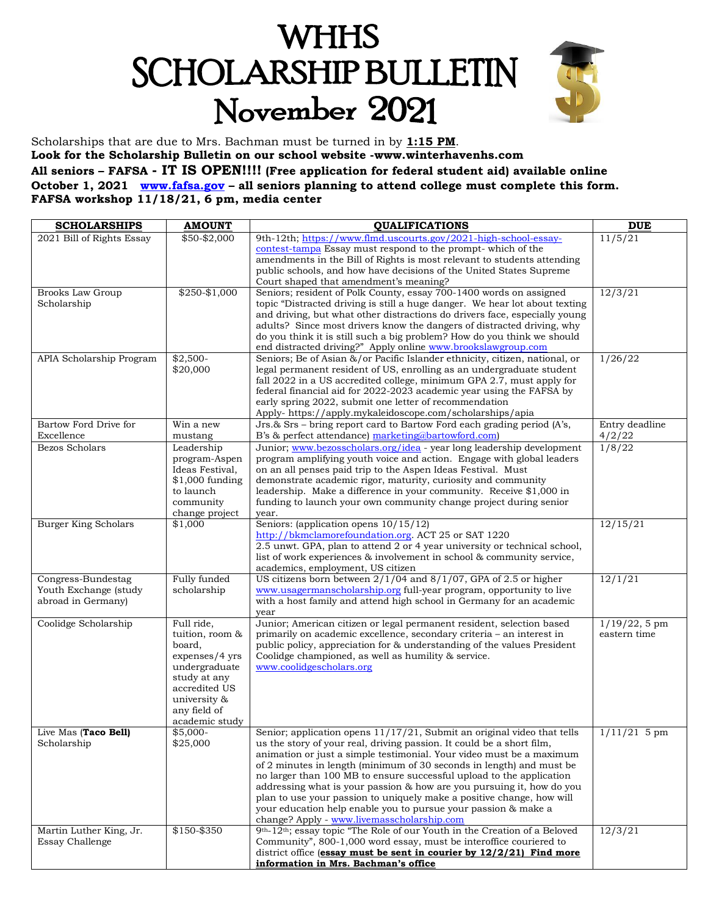# WHHS SCHOLARSHIP BULLETIN November 2021

Scholarships that are due to Mrs. Bachman must be turned in by **1:15 PM**.

**Look for the Scholarship Bulletin on our school website -www.winterhavenhs.com**

**All seniors – FAFSA - IT IS OPEN!!!! (Free application for federal student aid) available online October 1, 2021 www.fafsa.gov – all seniors planning to attend college must complete this form.**

**FAFSA workshop 11/18/21, 6 pm, media center**

| SCHOLARSHIPS | AMOUNT | QUALIFICATIONS | DUE |
|---|---|---|---|
| 2021 Bill of Rights Essay | $50-$2,000 | 9th-12th; https://www.flmd.uscourts.gov/2021-high-school-essay-contest-tampa Essay must respond to the prompt- which of the amendments in the Bill of Rights is most relevant to students attending public schools, and how have decisions of the United States Supreme Court shaped that amendment's meaning? | 11/5/21 |
| Brooks Law Group Scholarship | $250-$1,000 | Seniors; resident of Polk County, essay 700-1400 words on assigned topic "Distracted driving is still a huge danger. We hear lot about texting and driving, but what other distractions do drivers face, especially young adults? Since most drivers know the dangers of distracted driving, why do you think it is still such a big problem? How do you think we should end distracted driving?" Apply online www.brookslawgroup.com | 12/3/21 |
| APIA Scholarship Program | $2,500-$20,000 | Seniors; Be of Asian &/or Pacific Islander ethnicity, citizen, national, or legal permanent resident of US, enrolling as an undergraduate student fall 2022 in a US accredited college, minimum GPA 2.7, must apply for federal financial aid for 2022-2023 academic year using the FAFSA by early spring 2022, submit one letter of recommendation Apply- https://apply.mykaleidoscope.com/scholarships/apia | 1/26/22 |
| Bartow Ford Drive for Excellence | Win a new mustang | Jrs.& Srs – bring report card to Bartow Ford each grading period (A's, B's & perfect attendance) marketing@bartowford.com) | Entry deadline 4/2/22 |
| Bezos Scholars | Leadership program-Aspen Ideas Festival, $1,000 funding to launch community change project | Junior; www.bezosscholars.org/idea - year long leadership development program amplifying youth voice and action. Engage with global leaders on an all penses paid trip to the Aspen Ideas Festival. Must demonstrate academic rigor, maturity, curiosity and community leadership. Make a difference in your community. Receive $1,000 in funding to launch your own community change project during senior year. | 1/8/22 |
| Burger King Scholars | $1,000 | Seniors: (application opens 10/15/12) http://bkmclamorefoundation.org. ACT 25 or SAT 1220 2.5 unwt. GPA, plan to attend 2 or 4 year university or technical school, list of work experiences & involvement in school & community service, academics, employment, US citizen | 12/15/21 |
| Congress-Bundestag Youth Exchange (study abroad in Germany) | Fully funded scholarship | US citizens born between 2/1/04 and 8/1/07, GPA of 2.5 or higher www.usagermanscholarship.org full-year program, opportunity to live with a host family and attend high school in Germany for an academic year | 12/1/21 |
| Coolidge Scholarship | Full ride, tuition, room & board, expenses/4 yrs undergraduate study at any accredited US university & any field of academic study | Junior; American citizen or legal permanent resident, selection based primarily on academic excellence, secondary criteria – an interest in public policy, appreciation for & understanding of the values President Coolidge championed, as well as humility & service. www.coolidgescholars.org | 1/19/22, 5 pm eastern time |
| Live Mas (**Taco Bell**) Scholarship | $5,000-$25,000 | Senior; application opens 11/17/21, Submit an original video that tells us the story of your real, driving passion. It could be a short film, animation or just a simple testimonial. Your video must be a maximum of 2 minutes in length (minimum of 30 seconds in length) and must be no larger than 100 MB to ensure successful upload to the application addressing what is your passion & how are you pursuing it, how do you plan to use your passion to uniquely make a positive change, how will your education help enable you to pursue your passion & make a change? Apply - www.livemasscholarship.com | 1/11/21 5 pm |
| Martin Luther King, Jr. Essay Challenge | $150-$350 | 9th-12th; essay topic "The Role of our Youth in the Creation of a Beloved Community", 800-1,000 word essay, must be interoffice couriered to district office (**essay must be sent in courier by 12/2/21) Find more information in Mrs. Bachman's office** | 12/3/21 |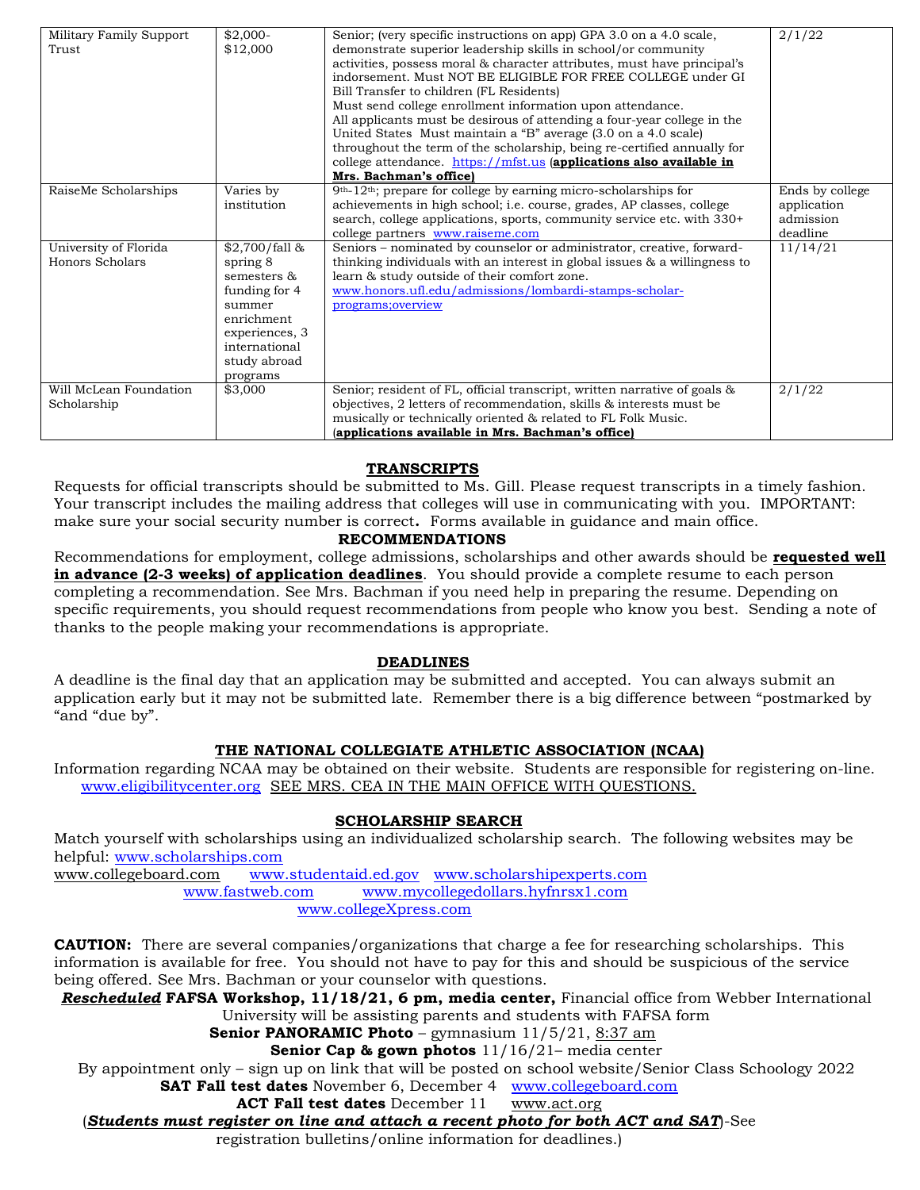| | | | |
|---|---|---|---|
| Military Family Support Trust | $2,000-$12,000 | Senior; (very specific instructions on app) GPA 3.0 on a 4.0 scale, demonstrate superior leadership skills in school/or community activities, possess moral & character attributes, must have principal's indorsement. Must NOT BE ELIGIBLE FOR FREE COLLEGE under GI Bill Transfer to children (FL Residents) Must send college enrollment information upon attendance. All applicants must be desirous of attending a four-year college in the United States Must maintain a "B" average (3.0 on a 4.0 scale) throughout the term of the scholarship, being re-certified annually for college attendance. https://mfst.us (**applications also available in Mrs. Bachman's office)** | 2/1/22 |
| RaiseMe Scholarships | Varies by institution | 9th-12th; prepare for college by earning micro-scholarships for achievements in high school; i.e. course, grades, AP classes, college search, college applications, sports, community service etc. with 330+ college partners www.raiseme.com | Ends by college application admission deadline |
| University of Florida Honors Scholars | $2,700/fall & spring 8 semesters & funding for 4 summer enrichment experiences, 3 international study abroad programs | Seniors – nominated by counselor or administrator, creative, forward-thinking individuals with an interest in global issues & a willingness to learn & study outside of their comfort zone. www.honors.ufl.edu/admissions/lombardi-stamps-scholar-programs;overview | 11/14/21 |
| Will McLean Foundation Scholarship | $3,000 | Senior; resident of FL, official transcript, written narrative of goals & objectives, 2 letters of recommendation, skills & interests must be musically or technically oriented & related to FL Folk Music. (**applications available in Mrs. Bachman's office)** | 2/1/22 |

## TRANSCRIPTS

Requests for official transcripts should be submitted to Ms. Gill. Please request transcripts in a timely fashion. Your transcript includes the mailing address that colleges will use in communicating with you. IMPORTANT: make sure your social security number is correct**.** Forms available in guidance and main office.

## RECOMMENDATIONS

Recommendations for employment, college admissions, scholarships and other awards should be **requested well in advance (2-3 weeks) of application deadlines**. You should provide a complete resume to each person completing a recommendation. See Mrs. Bachman if you need help in preparing the resume. Depending on specific requirements, you should request recommendations from people who know you best. Sending a note of thanks to the people making your recommendations is appropriate.

## DEADLINES

A deadline is the final day that an application may be submitted and accepted. You can always submit an application early but it may not be submitted late. Remember there is a big difference between "postmarked by "and "due by".

## THE NATIONAL COLLEGIATE ATHLETIC ASSOCIATION (NCAA)

Information regarding NCAA may be obtained on their website. Students are responsible for registering on-line. www.eligibilitycenter.org SEE MRS. CEA IN THE MAIN OFFICE WITH QUESTIONS.

## SCHOLARSHIP SEARCH

Match yourself with scholarships using an individualized scholarship search. The following websites may be helpful: www.scholarships.com

www.collegeboard.com www.studentaid.ed.gov www.scholarshipexperts.com
www.fastweb.com www.mycollegedollars.hyfnrsx1.com
www.collegeXpress.com

**CAUTION:** There are several companies/organizations that charge a fee for researching scholarships. This information is available for free. You should not have to pay for this and should be suspicious of the service being offered. See Mrs. Bachman or your counselor with questions.

***Rescheduled*** **FAFSA Workshop, 11/18/21, 6 pm, media center,** Financial office from Webber International University will be assisting parents and students with FAFSA form

**Senior PANORAMIC Photo** – gymnasium 11/5/21, 8:37 am

**Senior Cap & gown photos** 11/16/21– media center

By appointment only – sign up on link that will be posted on school website/Senior Class Schoology 2022

**SAT Fall test dates** November 6, December 4 www.collegeboard.com

**ACT Fall test dates** December 11 www.act.org

(***Students must register on line and attach a recent photo for both ACT and SAT***)-See registration bulletins/online information for deadlines.)